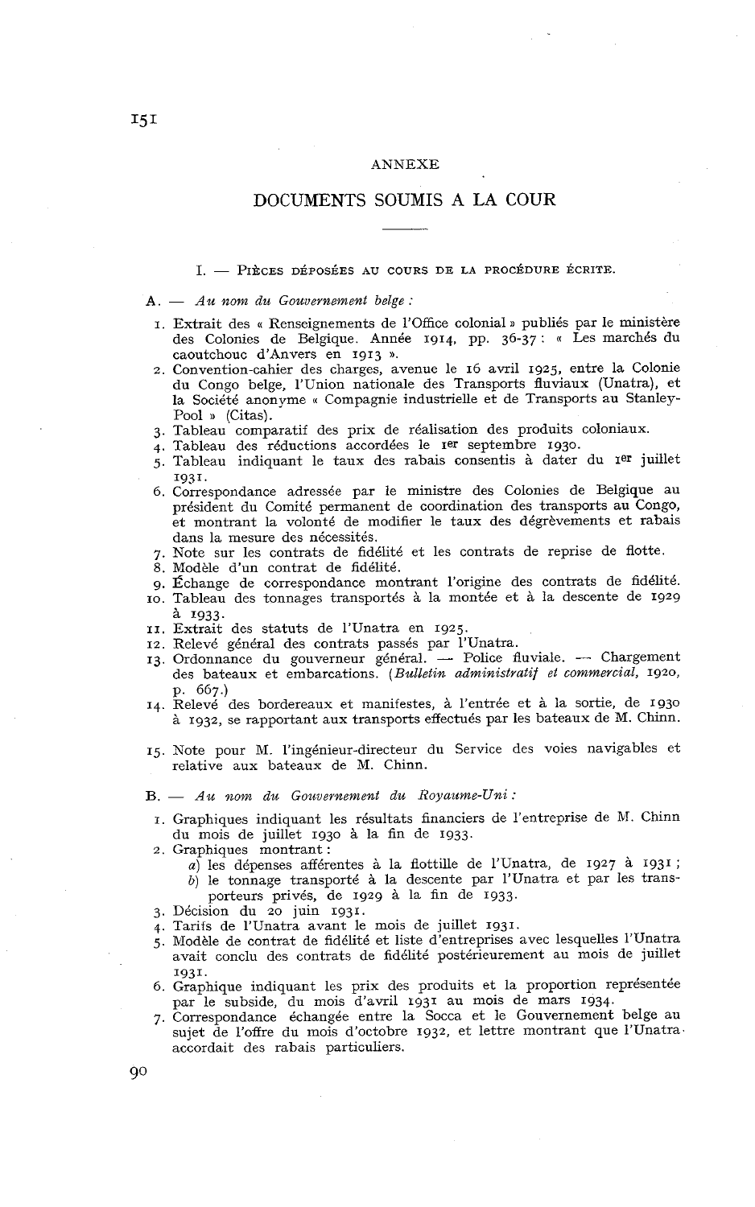# ANNEXE

## DOCUMENTS SOUMIS A LA COUR

### I. — Pièces déposées au cours de la procédure écrite.

A. — *Au nom du Gouvernement belge :*

1. Extrait des « Renseignements de l'Office colonial » publiés par le ministère des Colonies de Belgique. Année 1914, pp. 36-37 : « Les marchés du caoutchouc d'Anvers en 1913 ».
2. Convention-cahier des charges, avenue le 16 avril 1925, entre la Colonie du Congo belge, l'Union nationale des Transports fluviaux (Unatra), et la Société anonyme « Compagnie industrielle et de Transports au Stanley-Pool » (Citas).
3. Tableau comparatif des prix de réalisation des produits coloniaux.
4. Tableau des réductions accordées le 1er septembre 1930.
5. Tableau indiquant le taux des rabais consentis à dater du 1er juillet 1931.
6. Correspondance adressée par le ministre des Colonies de Belgique au président du Comité permanent de coordination des transports au Congo, et montrant la volonté de modifier le taux des dégrèvements et rabais dans la mesure des nécessités.
7. Note sur les contrats de fidélité et les contrats de reprise de flotte.
8. Modèle d'un contrat de fidélité.
9. Échange de correspondance montrant l'origine des contrats de fidélité.
10. Tableau des tonnages transportés à la montée et à la descente de 1929 à 1933.
11. Extrait des statuts de l'Unatra en 1925.
12. Relevé général des contrats passés par l'Unatra.
13. Ordonnance du gouverneur général. — Police fluviale. — Chargement des bateaux et embarcations. (*Bulletin administratif et commercial*, 1920, p. 667.)
14. Relevé des bordereaux et manifestes, à l'entrée et à la sortie, de 1930 à 1932, se rapportant aux transports effectués par les bateaux de M. Chinn.
15. Note pour M. l'ingénieur-directeur du Service des voies navigables et relative aux bateaux de M. Chinn.

B. — *Au nom du Gouvernement du Royaume-Uni :*

1. Graphiques indiquant les résultats financiers de l'entreprise de M. Chinn du mois de juillet 1930 à la fin de 1933.
2. Graphiques montrant :
   a) les dépenses afférentes à la flottille de l'Unatra, de 1927 à 1931 ;
   b) le tonnage transporté à la descente par l'Unatra et par les transporteurs privés, de 1929 à la fin de 1933.
3. Décision du 20 juin 1931.
4. Tarifs de l'Unatra avant le mois de juillet 1931.
5. Modèle de contrat de fidélité et liste d'entreprises avec lesquelles l'Unatra avait conclu des contrats de fidélité postérieurement au mois de juillet 1931.
6. Graphique indiquant les prix des produits et la proportion représentée par le subside, du mois d'avril 1931 au mois de mars 1934.
7. Correspondance échangée entre la Socca et le Gouvernement belge au sujet de l'offre du mois d'octobre 1932, et lettre montrant que l'Unatra accordait des rabais particuliers.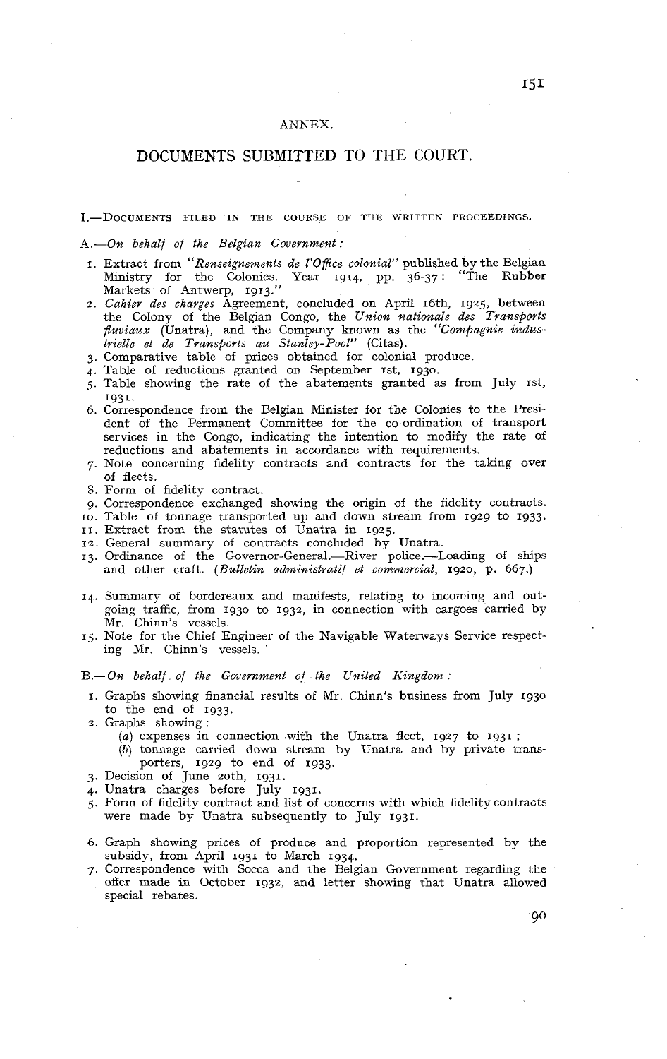# ANNEX.

## DOCUMENTS SUBMITTED TO THE COURT.

I.—Documents filed in the course of the written proceedings.

A.—*On behalf of the Belgian Government:*

1. Extract from *"Renseignements de l'Office colonial"* published by the Belgian Ministry for the Colonies. Year 1914, pp. 36-37: "The Rubber Markets of Antwerp, 1913."
2. *Cahier des charges* Agreement, concluded on April 16th, 1925, between the Colony of the Belgian Congo, the *Union nationale des Transports fluviaux* (Unatra), and the Company known as the *"Compagnie industrielle et de Transports au Stanley-Pool"* (Citas).
3. Comparative table of prices obtained for colonial produce.
4. Table of reductions granted on September 1st, 1930.
5. Table showing the rate of the abatements granted as from July 1st, 1931.
6. Correspondence from the Belgian Minister for the Colonies to the President of the Permanent Committee for the co-ordination of transport services in the Congo, indicating the intention to modify the rate of reductions and abatements in accordance with requirements.
7. Note concerning fidelity contracts and contracts for the taking over of fleets.
8. Form of fidelity contract.
9. Correspondence exchanged showing the origin of the fidelity contracts.
10. Table of tonnage transported up and down stream from 1929 to 1933.
11. Extract from the statutes of Unatra in 1925.
12. General summary of contracts concluded by Unatra.
13. Ordinance of the Governor-General.—River police.—Loading of ships and other craft. (*Bulletin administratif et commercial*, 1920, p. 667.)
14. Summary of bordereaux and manifests, relating to incoming and outgoing traffic, from 1930 to 1932, in connection with cargoes carried by Mr. Chinn's vessels.
15. Note for the Chief Engineer of the Navigable Waterways Service respecting Mr. Chinn's vessels.

B.—*On behalf of the Government of the United Kingdom:*

1. Graphs showing financial results of Mr. Chinn's business from July 1930 to the end of 1933.
2. Graphs showing:
   (*a*) expenses in connection with the Unatra fleet, 1927 to 1931;
   (*b*) tonnage carried down stream by Unatra and by private transporters, 1929 to end of 1933.
3. Decision of June 20th, 1931.
4. Unatra charges before July 1931.
5. Form of fidelity contract and list of concerns with which fidelity contracts were made by Unatra subsequently to July 1931.
6. Graph showing prices of produce and proportion represented by the subsidy, from April 1931 to March 1934.
7. Correspondence with Socca and the Belgian Government regarding the offer made in October 1932, and letter showing that Unatra allowed special rebates.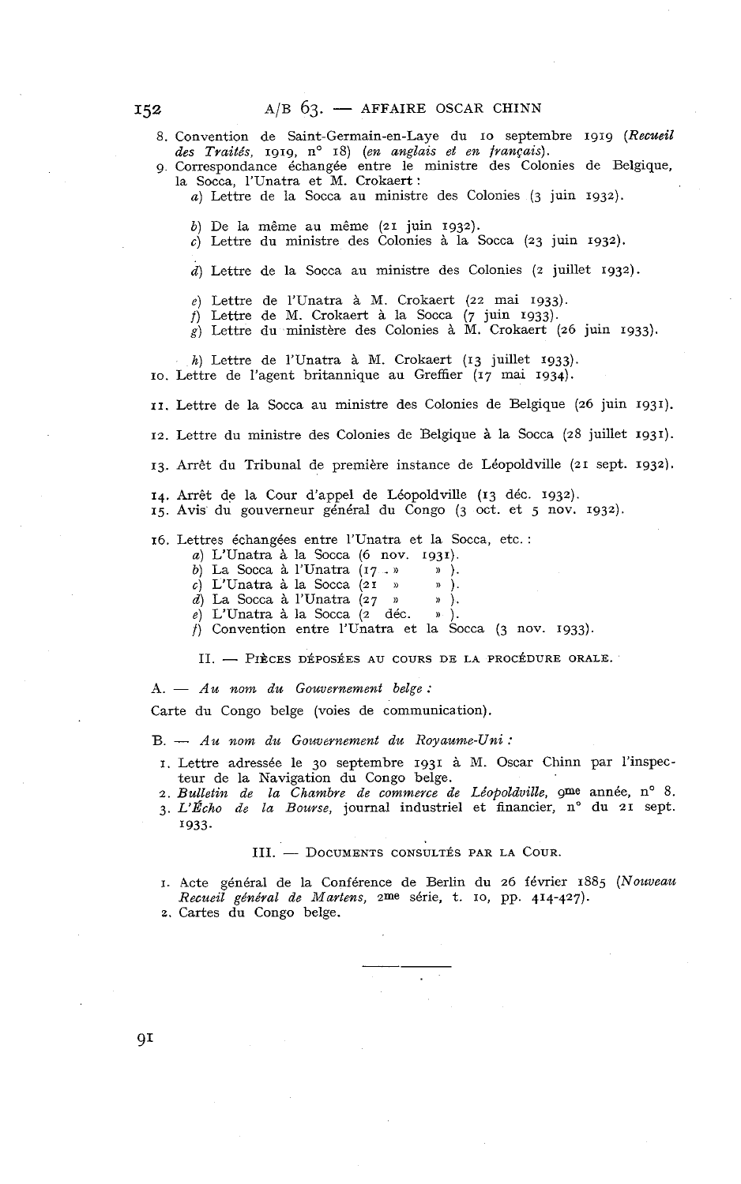8. Convention de Saint-Germain-en-Laye du 10 septembre 1919 (*Recueil des Traités*, 1919, n° 18) (*en anglais et en français*).
9. Correspondance échangée entre le ministre des Colonies de Belgique, la Socca, l'Unatra et M. Crokaert :
   a) Lettre de la Socca au ministre des Colonies (3 juin 1932).
   b) De la même au même (21 juin 1932).
   c) Lettre du ministre des Colonies à la Socca (23 juin 1932).
   d) Lettre de la Socca au ministre des Colonies (2 juillet 1932).
   e) Lettre de l'Unatra à M. Crokaert (22 mai 1933).
   f) Lettre de M. Crokaert à la Socca (7 juin 1933).
   g) Lettre du ministère des Colonies à M. Crokaert (26 juin 1933).
   h) Lettre de l'Unatra à M. Crokaert (13 juillet 1933).
10. Lettre de l'agent britannique au Greffier (17 mai 1934).
11. Lettre de la Socca au ministre des Colonies de Belgique (26 juin 1931).
12. Lettre du ministre des Colonies de Belgique à la Socca (28 juillet 1931).
13. Arrêt du Tribunal de première instance de Léopoldville (21 sept. 1932).
14. Arrêt de la Cour d'appel de Léopoldville (13 déc. 1932).
15. Avis du gouverneur général du Congo (3 oct. et 5 nov. 1932).
16. Lettres échangées entre l'Unatra et la Socca, etc. :
   a) L'Unatra à la Socca (6 nov. 1931).
   b) La Socca à l'Unatra (17 » » ).
   c) L'Unatra à la Socca (21 » » ).
   d) La Socca à l'Unatra (27 » » ).
   e) L'Unatra à la Socca (2 déc. » ).
   f) Convention entre l'Unatra et la Socca (3 nov. 1933).

## II. — Pièces déposées au cours de la procédure orale.

A. — *Au nom du Gouvernement belge :*

Carte du Congo belge (voies de communication).

B. — *Au nom du Gouvernement du Royaume-Uni :*

1. Lettre adressée le 30 septembre 1931 à M. Oscar Chinn par l'inspecteur de la Navigation du Congo belge.
2. *Bulletin de la Chambre de commerce de Léopoldville*, 9me année, n° 8.
3. *L'Écho de la Bourse*, journal industriel et financier, n° du 21 sept. 1933.

## III. — Documents consultés par la Cour.

1. Acte général de la Conférence de Berlin du 26 février 1885 (*Nouveau Recueil général de Martens*, 2me série, t. 10, pp. 414-427).
2. Cartes du Congo belge.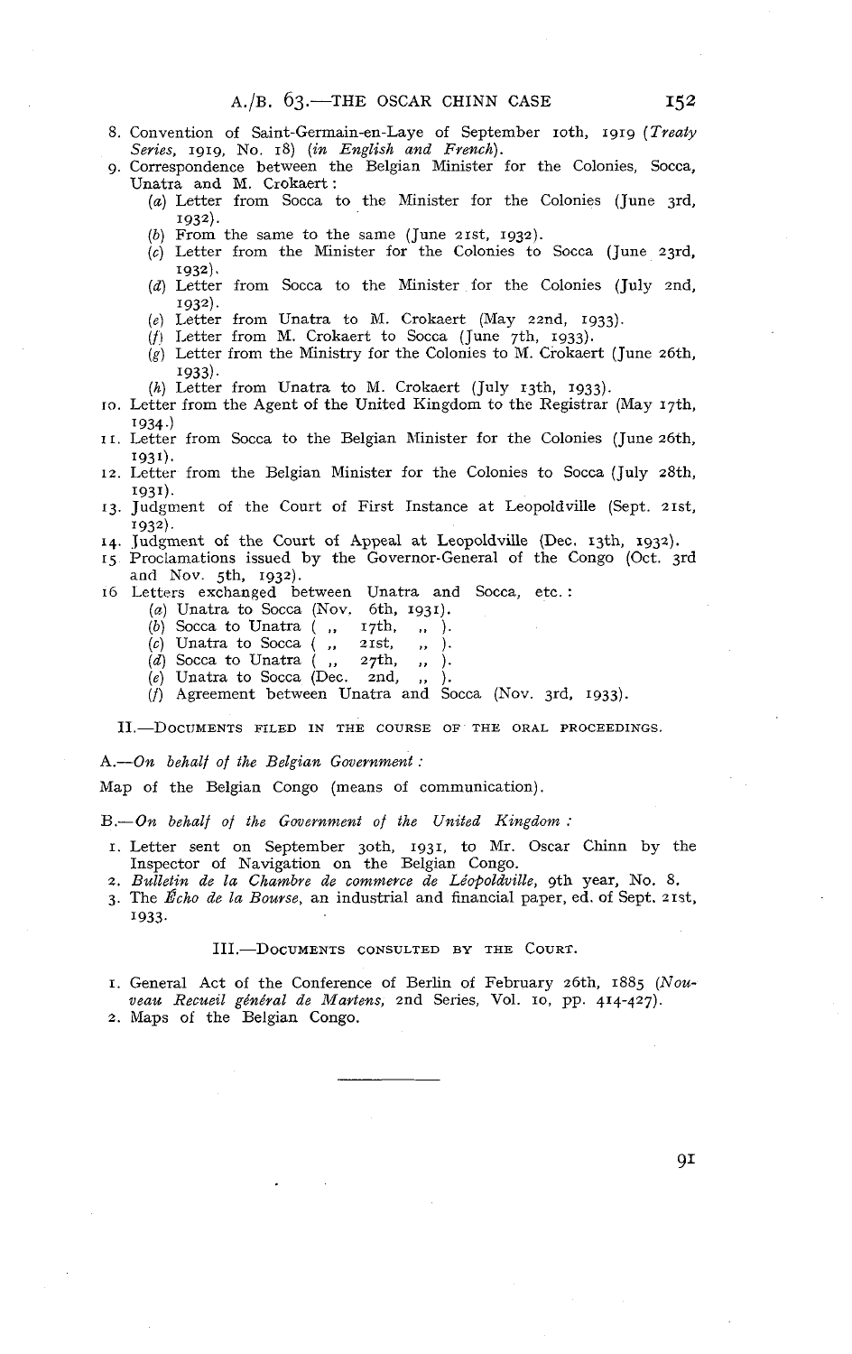8. Convention of Saint-Germain-en-Laye of September 10th, 1919 (*Treaty Series*, 1919, No. 18) (*in English and French*).
9. Correspondence between the Belgian Minister for the Colonies, Socca, Unatra and M. Crokaert:
   (*a*) Letter from Socca to the Minister for the Colonies (June 3rd, 1932).
   (*b*) From the same to the same (June 21st, 1932).
   (*c*) Letter from the Minister for the Colonies to Socca (June 23rd, 1932).
   (*d*) Letter from Socca to the Minister for the Colonies (July 2nd, 1932).
   (*e*) Letter from Unatra to M. Crokaert (May 22nd, 1933).
   (*f*) Letter from M. Crokaert to Socca (June 7th, 1933).
   (*g*) Letter from the Ministry for the Colonies to M. Crokaert (June 26th, 1933).
   (*h*) Letter from Unatra to M. Crokaert (July 13th, 1933).
10. Letter from the Agent of the United Kingdom to the Registrar (May 17th, 1934.)
11. Letter from Socca to the Belgian Minister for the Colonies (June 26th, 1931).
12. Letter from the Belgian Minister for the Colonies to Socca (July 28th, 1931).
13. Judgment of the Court of First Instance at Leopoldville (Sept. 21st, 1932).
14. Judgment of the Court of Appeal at Leopoldville (Dec. 13th, 1932).
15. Proclamations issued by the Governor-General of the Congo (Oct. 3rd and Nov. 5th, 1932).
16. Letters exchanged between Unatra and Socca, etc.:
   (*a*) Unatra to Socca (Nov. 6th, 1931).
   (*b*) Socca to Unatra ( ,, 17th, ,, ).
   (*c*) Unatra to Socca ( ,, 21st, ,, ).
   (*d*) Socca to Unatra ( ,, 27th, ,, ).
   (*e*) Unatra to Socca (Dec. 2nd, ,, ).
   (*f*) Agreement between Unatra and Socca (Nov. 3rd, 1933).

## II.—Documents filed in the course of the oral proceedings.

A.—*On behalf of the Belgian Government*:

Map of the Belgian Congo (means of communication).

B.—*On behalf of the Government of the United Kingdom*:

1. Letter sent on September 30th, 1931, to Mr. Oscar Chinn by the Inspector of Navigation on the Belgian Congo.
2. *Bulletin de la Chambre de commerce de Léopoldville*, 9th year, No. 8.
3. The *Écho de la Bourse*, an industrial and financial paper, ed. of Sept. 21st, 1933.

## III.—Documents consulted by the Court.

1. General Act of the Conference of Berlin of February 26th, 1885 (*Nouveau Recueil général de Martens*, 2nd Series, Vol. 10, pp. 414-427).
2. Maps of the Belgian Congo.